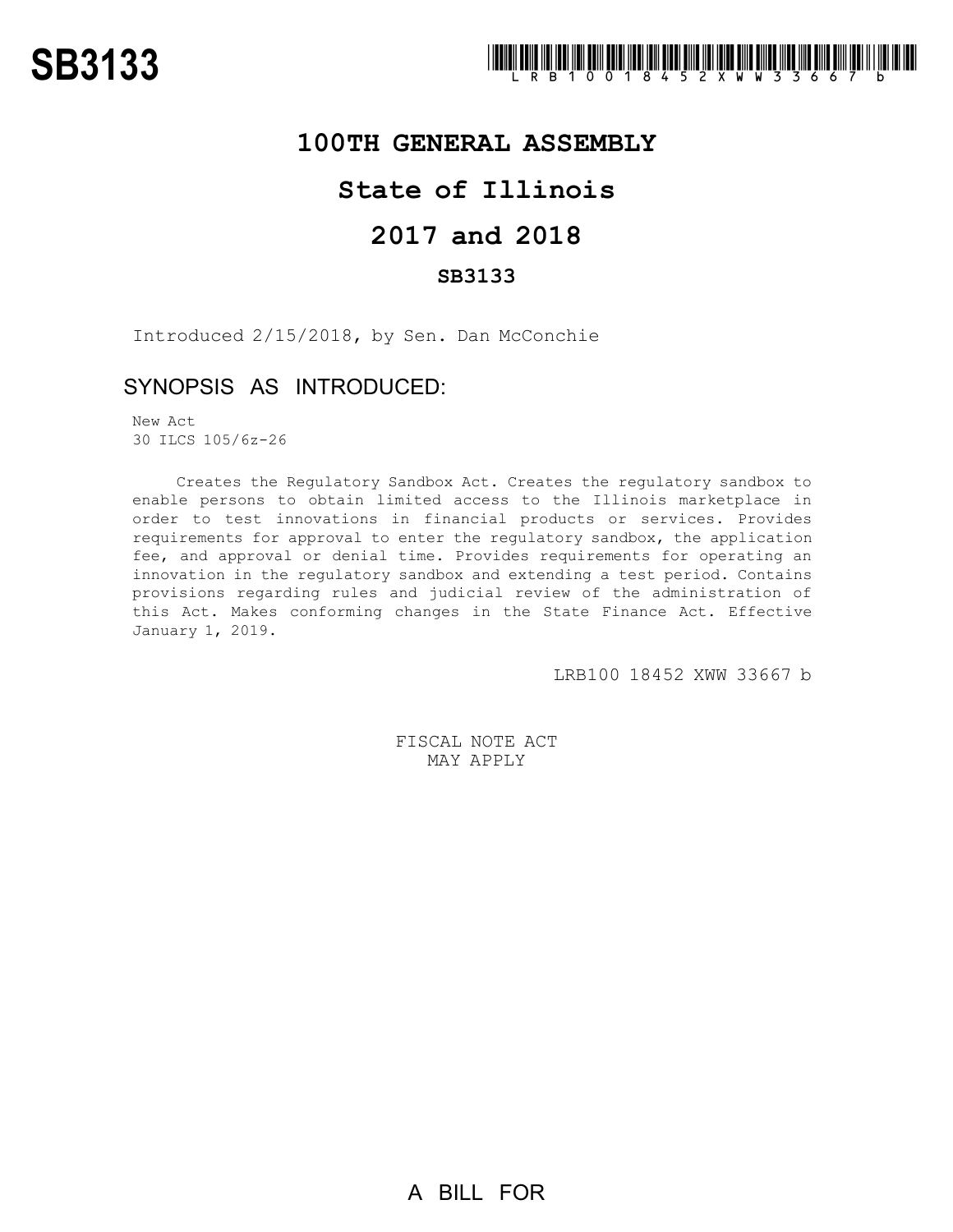# SB3133

LRB100 18452 XWW 33667 b

## 100TH GENERAL ASSEMBLY

## State of Illinois

## 2017 and 2018

### SB3133

Introduced 2/15/2018, by Sen. Dan McConchie

## SYNOPSIS AS INTRODUCED:

New Act
30 ILCS 105/6z-26

Creates the Regulatory Sandbox Act. Creates the regulatory sandbox to enable persons to obtain limited access to the Illinois marketplace in order to test innovations in financial products or services. Provides requirements for approval to enter the regulatory sandbox, the application fee, and approval or denial time. Provides requirements for operating an innovation in the regulatory sandbox and extending a test period. Contains provisions regarding rules and judicial review of the administration of this Act. Makes conforming changes in the State Finance Act. Effective January 1, 2019.

LRB100 18452 XWW 33667 b

FISCAL NOTE ACT
MAY APPLY

A BILL FOR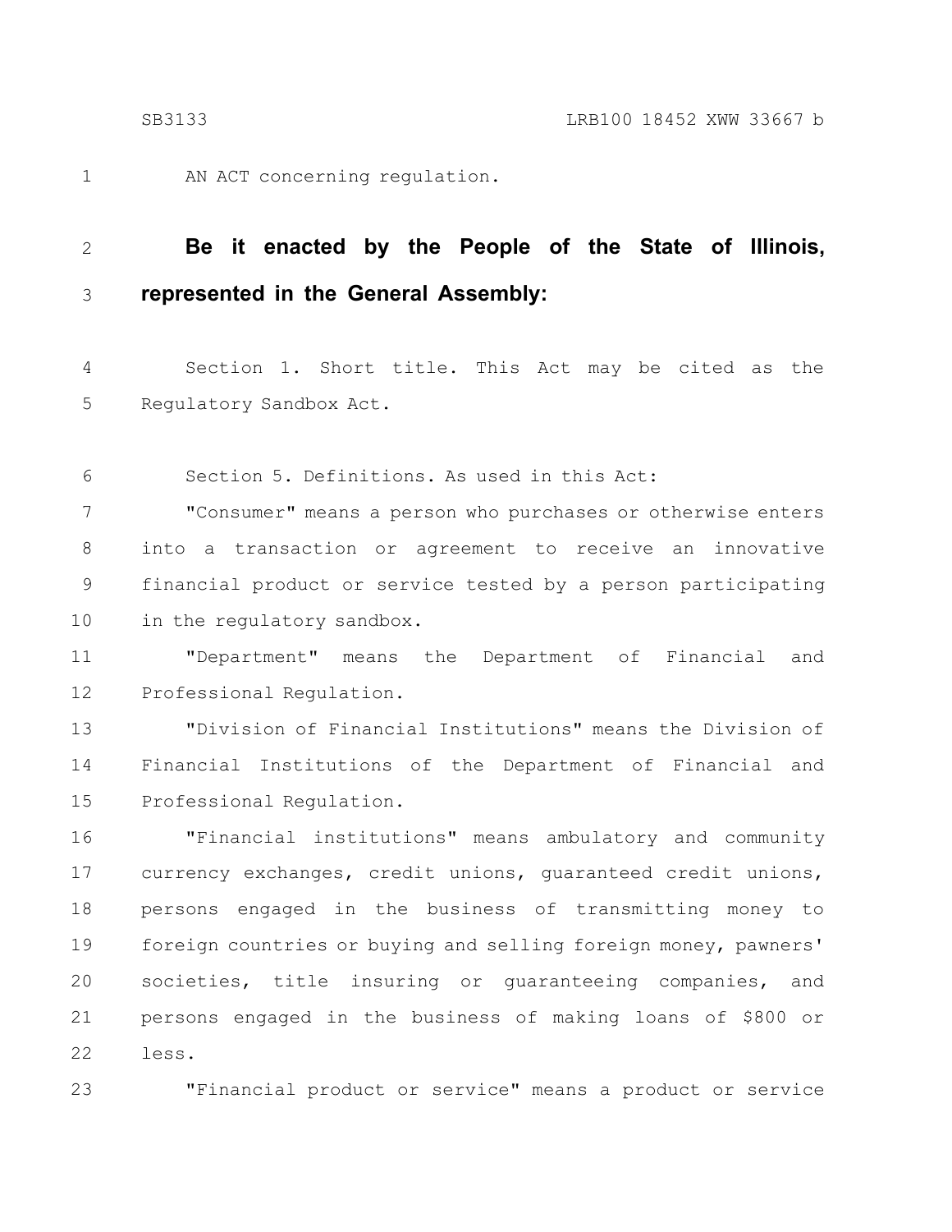AN ACT concerning regulation.

**Be it enacted by the People of the State of Illinois, represented in the General Assembly:**

Section 1. Short title. This Act may be cited as the Regulatory Sandbox Act.

Section 5. Definitions. As used in this Act:

"Consumer" means a person who purchases or otherwise enters into a transaction or agreement to receive an innovative financial product or service tested by a person participating in the regulatory sandbox.

"Department" means the Department of Financial and Professional Regulation.

"Division of Financial Institutions" means the Division of Financial Institutions of the Department of Financial and Professional Regulation.

"Financial institutions" means ambulatory and community currency exchanges, credit unions, guaranteed credit unions, persons engaged in the business of transmitting money to foreign countries or buying and selling foreign money, pawners' societies, title insuring or guaranteeing companies, and persons engaged in the business of making loans of $800 or less.

"Financial product or service" means a product or service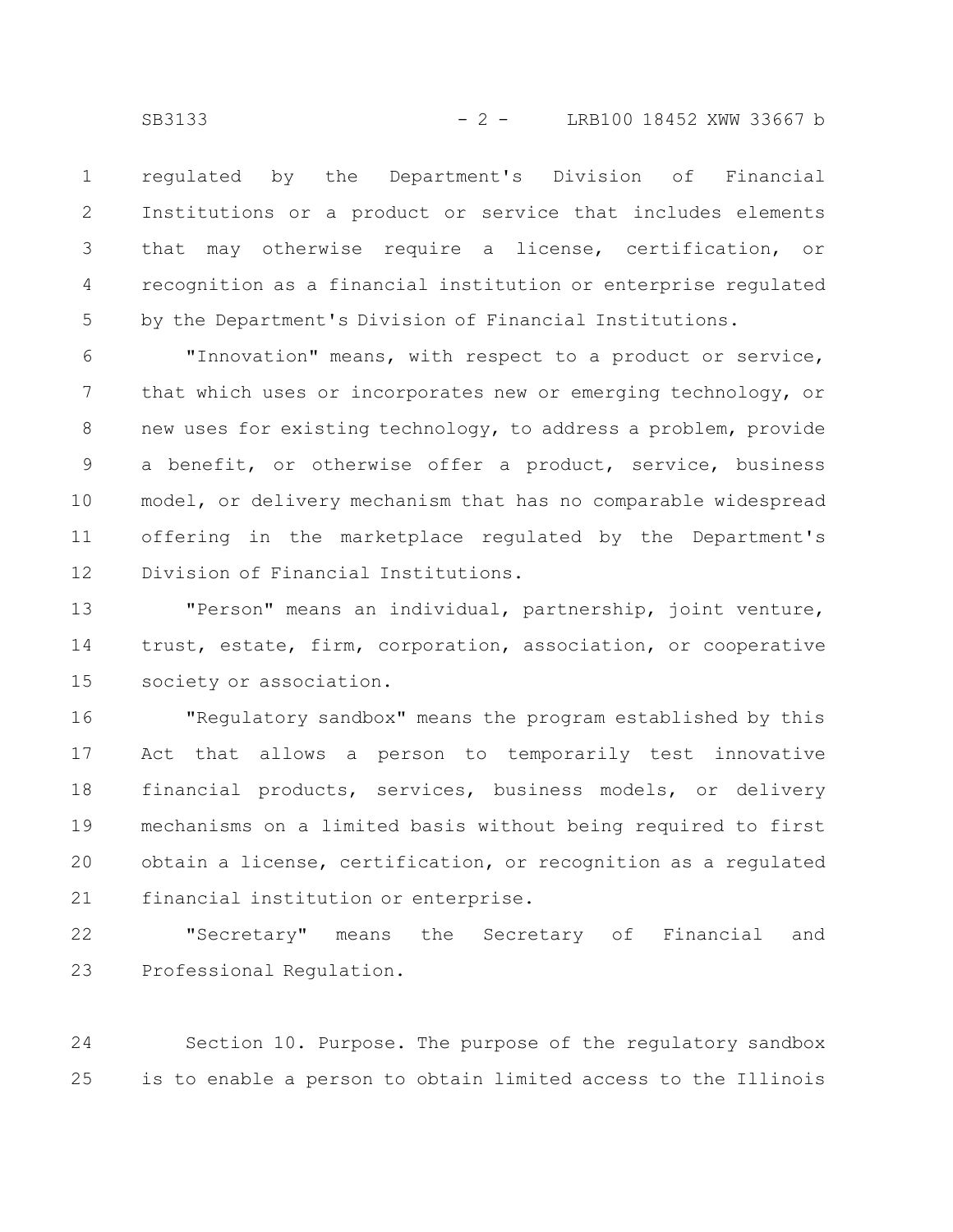regulated by the Department's Division of Financial Institutions or a product or service that includes elements that may otherwise require a license, certification, or recognition as a financial institution or enterprise regulated by the Department's Division of Financial Institutions.

"Innovation" means, with respect to a product or service, that which uses or incorporates new or emerging technology, or new uses for existing technology, to address a problem, provide a benefit, or otherwise offer a product, service, business model, or delivery mechanism that has no comparable widespread offering in the marketplace regulated by the Department's Division of Financial Institutions.

"Person" means an individual, partnership, joint venture, trust, estate, firm, corporation, association, or cooperative society or association.

"Regulatory sandbox" means the program established by this Act that allows a person to temporarily test innovative financial products, services, business models, or delivery mechanisms on a limited basis without being required to first obtain a license, certification, or recognition as a regulated financial institution or enterprise.

"Secretary" means the Secretary of Financial and Professional Regulation.

Section 10. Purpose. The purpose of the regulatory sandbox is to enable a person to obtain limited access to the Illinois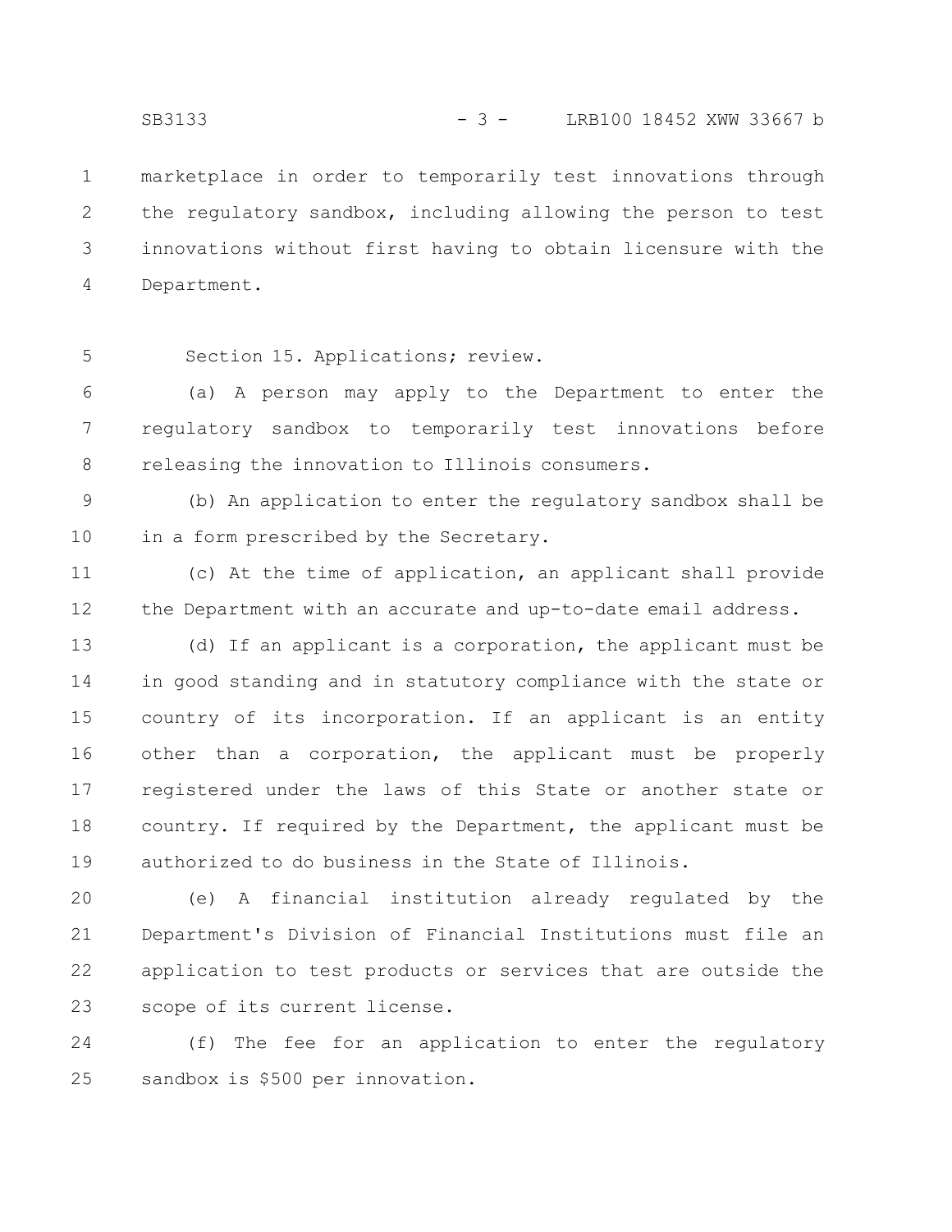marketplace in order to temporarily test innovations through the regulatory sandbox, including allowing the person to test innovations without first having to obtain licensure with the Department.

Section 15. Applications; review.

(a) A person may apply to the Department to enter the regulatory sandbox to temporarily test innovations before releasing the innovation to Illinois consumers.

(b) An application to enter the regulatory sandbox shall be in a form prescribed by the Secretary.

(c) At the time of application, an applicant shall provide the Department with an accurate and up-to-date email address.

(d) If an applicant is a corporation, the applicant must be in good standing and in statutory compliance with the state or country of its incorporation. If an applicant is an entity other than a corporation, the applicant must be properly registered under the laws of this State or another state or country. If required by the Department, the applicant must be authorized to do business in the State of Illinois.

(e) A financial institution already regulated by the Department's Division of Financial Institutions must file an application to test products or services that are outside the scope of its current license.

(f) The fee for an application to enter the regulatory sandbox is $500 per innovation.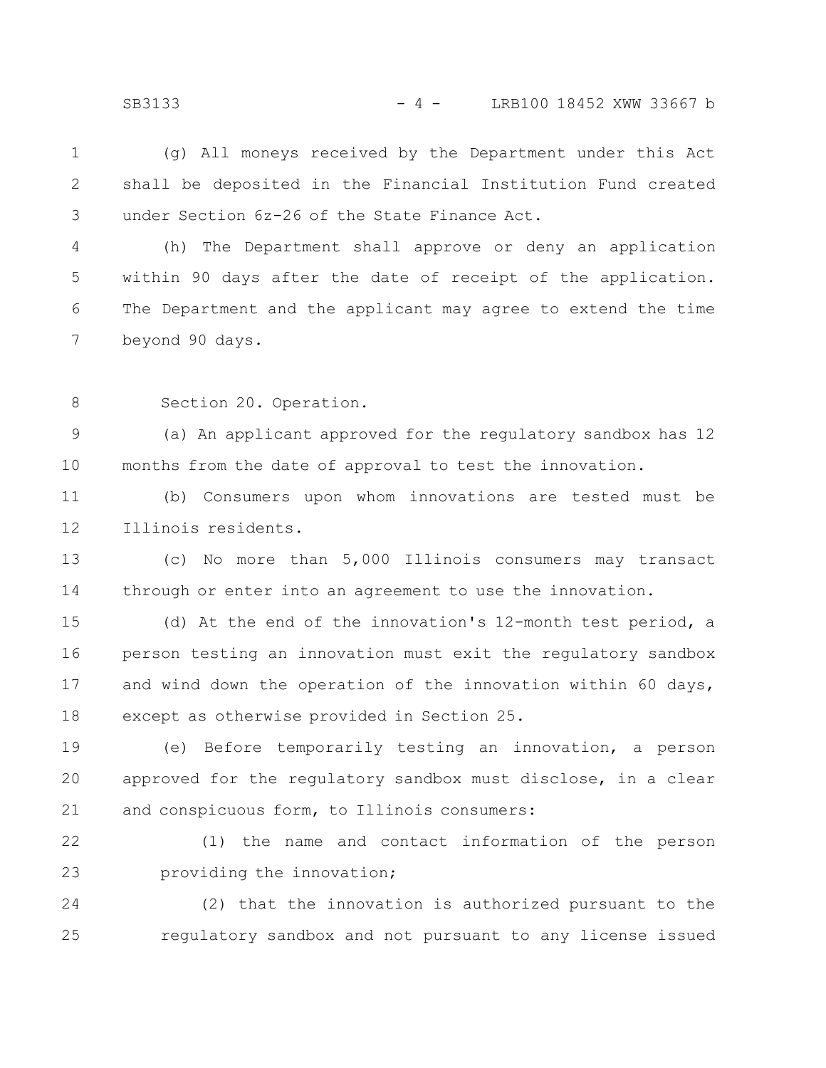(g) All moneys received by the Department under this Act shall be deposited in the Financial Institution Fund created under Section 6z-26 of the State Finance Act.

(h) The Department shall approve or deny an application within 90 days after the date of receipt of the application. The Department and the applicant may agree to extend the time beyond 90 days.

Section 20. Operation.

(a) An applicant approved for the regulatory sandbox has 12 months from the date of approval to test the innovation.

(b) Consumers upon whom innovations are tested must be Illinois residents.

(c) No more than 5,000 Illinois consumers may transact through or enter into an agreement to use the innovation.

(d) At the end of the innovation's 12-month test period, a person testing an innovation must exit the regulatory sandbox and wind down the operation of the innovation within 60 days, except as otherwise provided in Section 25.

(e) Before temporarily testing an innovation, a person approved for the regulatory sandbox must disclose, in a clear and conspicuous form, to Illinois consumers:

(1) the name and contact information of the person providing the innovation;

(2) that the innovation is authorized pursuant to the regulatory sandbox and not pursuant to any license issued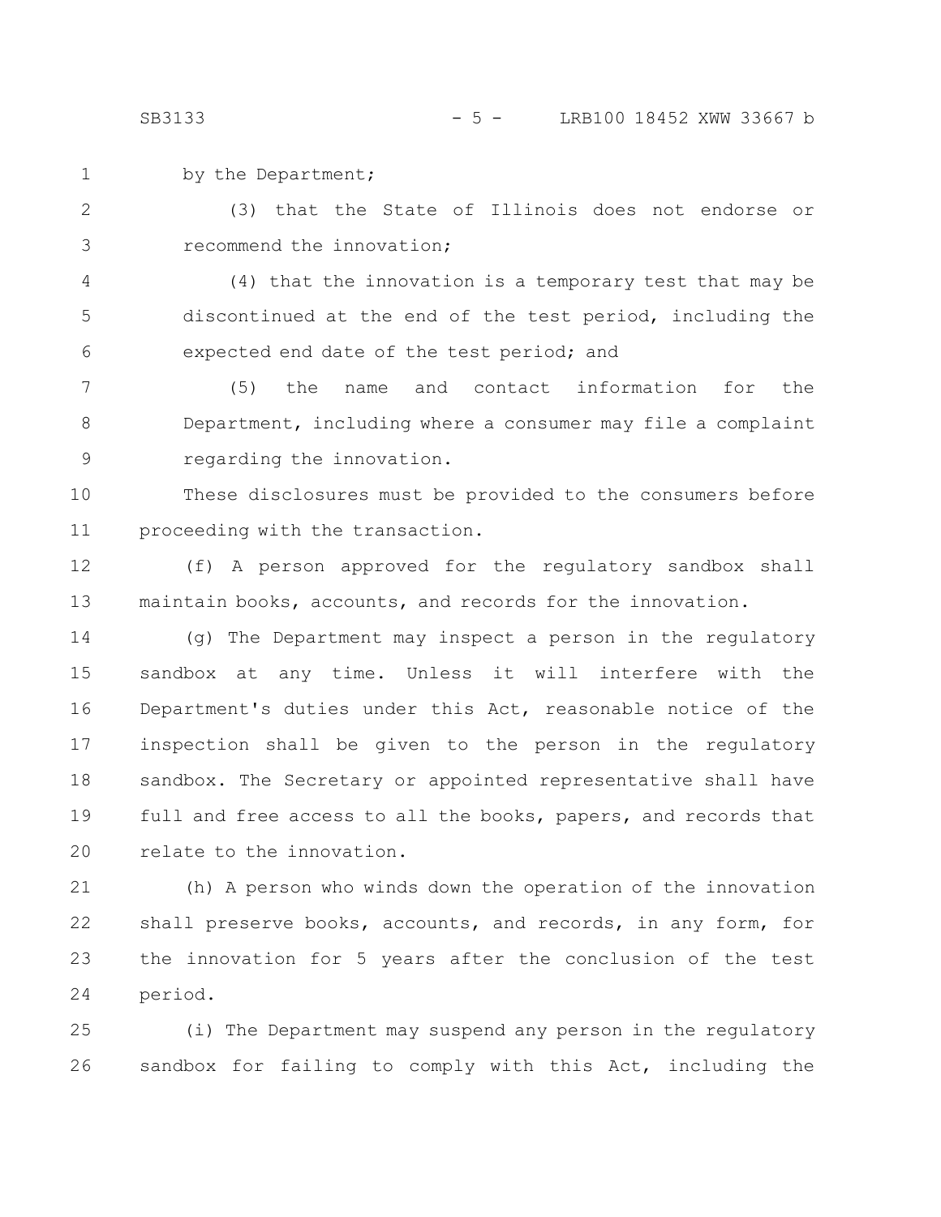by the Department;

(3) that the State of Illinois does not endorse or recommend the innovation;

(4) that the innovation is a temporary test that may be discontinued at the end of the test period, including the expected end date of the test period; and

(5) the name and contact information for the Department, including where a consumer may file a complaint regarding the innovation.

These disclosures must be provided to the consumers before proceeding with the transaction.

(f) A person approved for the regulatory sandbox shall maintain books, accounts, and records for the innovation.

(g) The Department may inspect a person in the regulatory sandbox at any time. Unless it will interfere with the Department's duties under this Act, reasonable notice of the inspection shall be given to the person in the regulatory sandbox. The Secretary or appointed representative shall have full and free access to all the books, papers, and records that relate to the innovation.

(h) A person who winds down the operation of the innovation shall preserve books, accounts, and records, in any form, for the innovation for 5 years after the conclusion of the test period.

(i) The Department may suspend any person in the regulatory sandbox for failing to comply with this Act, including the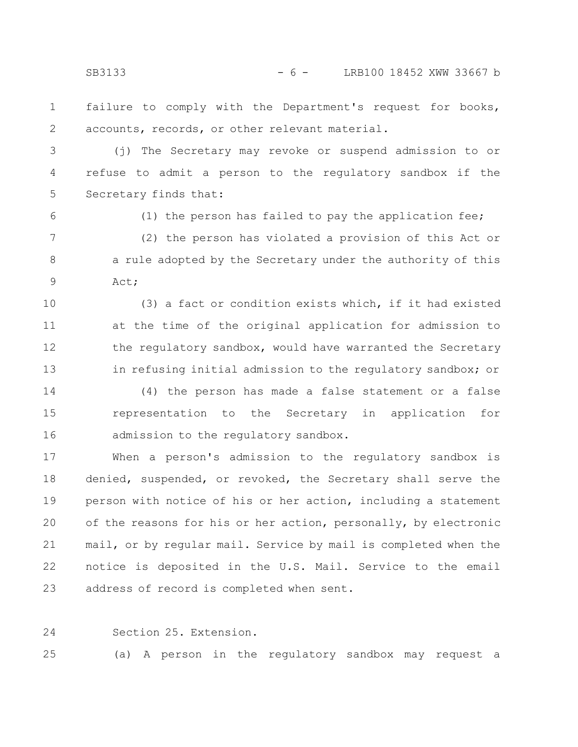failure to comply with the Department's request for books, accounts, records, or other relevant material.

(j) The Secretary may revoke or suspend admission to or refuse to admit a person to the regulatory sandbox if the Secretary finds that:

(1) the person has failed to pay the application fee;

(2) the person has violated a provision of this Act or a rule adopted by the Secretary under the authority of this Act;

(3) a fact or condition exists which, if it had existed at the time of the original application for admission to the regulatory sandbox, would have warranted the Secretary in refusing initial admission to the regulatory sandbox; or

(4) the person has made a false statement or a false representation to the Secretary in application for admission to the regulatory sandbox.

When a person's admission to the regulatory sandbox is denied, suspended, or revoked, the Secretary shall serve the person with notice of his or her action, including a statement of the reasons for his or her action, personally, by electronic mail, or by regular mail. Service by mail is completed when the notice is deposited in the U.S. Mail. Service to the email address of record is completed when sent.

Section 25. Extension.

(a) A person in the regulatory sandbox may request a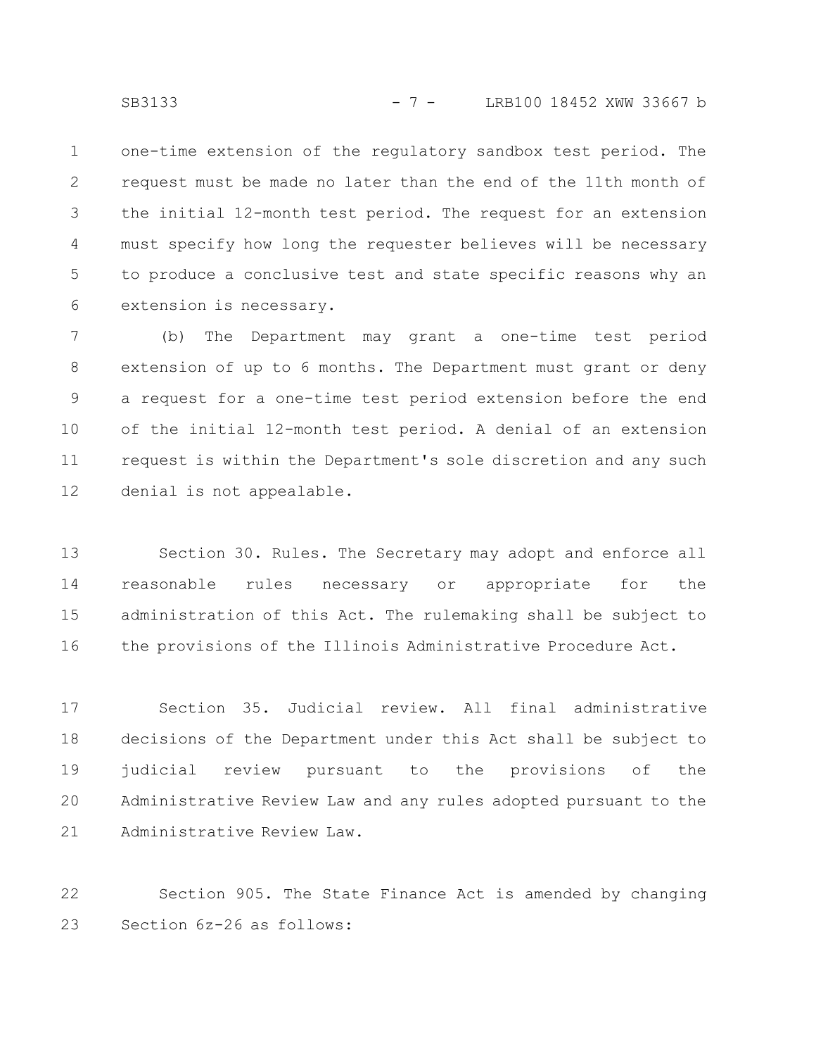one-time extension of the regulatory sandbox test period. The request must be made no later than the end of the 11th month of the initial 12-month test period. The request for an extension must specify how long the requester believes will be necessary to produce a conclusive test and state specific reasons why an extension is necessary.

(b) The Department may grant a one-time test period extension of up to 6 months. The Department must grant or deny a request for a one-time test period extension before the end of the initial 12-month test period. A denial of an extension request is within the Department's sole discretion and any such denial is not appealable.

Section 30. Rules. The Secretary may adopt and enforce all reasonable rules necessary or appropriate for the administration of this Act. The rulemaking shall be subject to the provisions of the Illinois Administrative Procedure Act.

Section 35. Judicial review. All final administrative decisions of the Department under this Act shall be subject to judicial review pursuant to the provisions of the Administrative Review Law and any rules adopted pursuant to the Administrative Review Law.

Section 905. The State Finance Act is amended by changing Section 6z-26 as follows: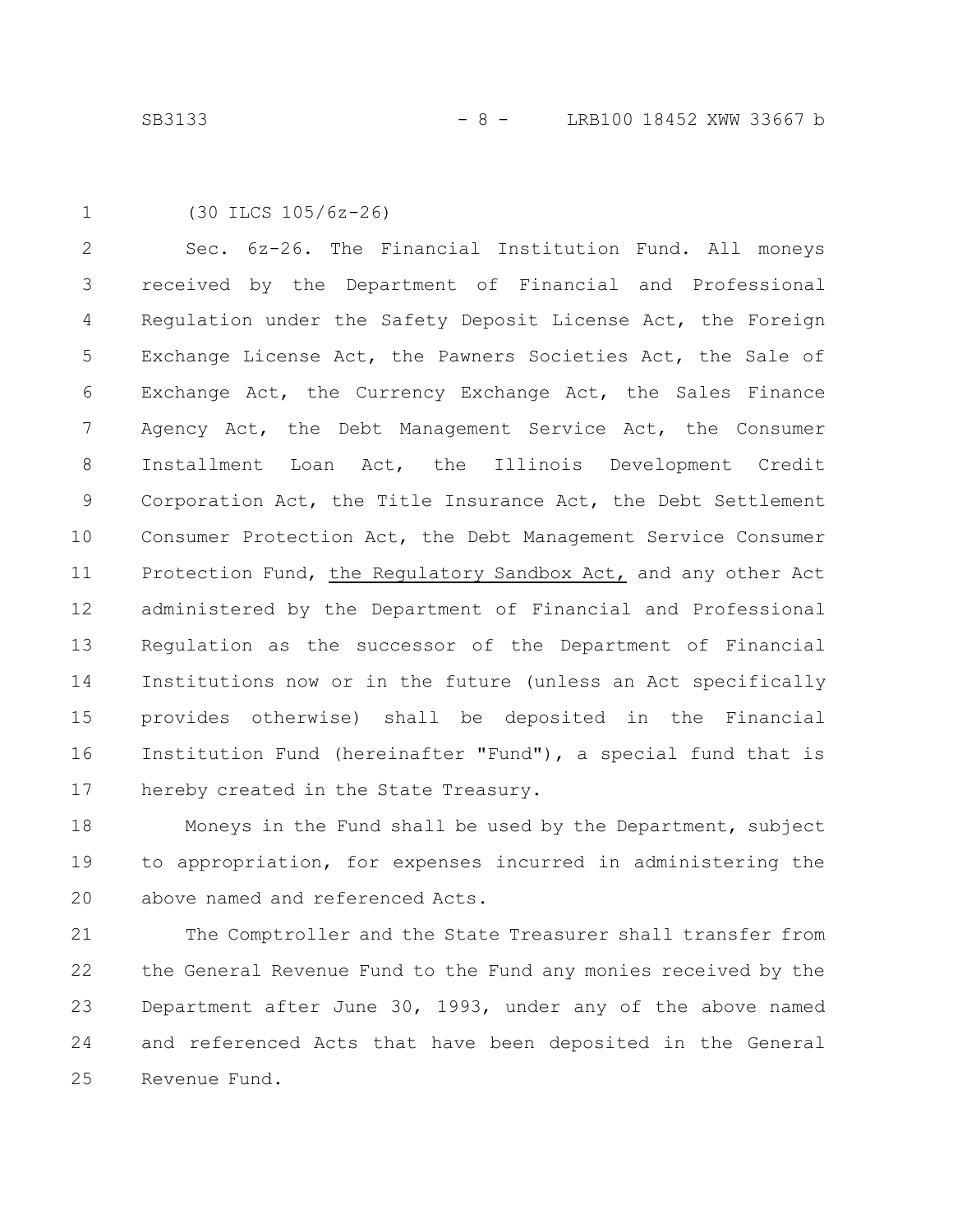(30 ILCS 105/6z-26)

Sec. 6z-26. The Financial Institution Fund. All moneys received by the Department of Financial and Professional Regulation under the Safety Deposit License Act, the Foreign Exchange License Act, the Pawners Societies Act, the Sale of Exchange Act, the Currency Exchange Act, the Sales Finance Agency Act, the Debt Management Service Act, the Consumer Installment Loan Act, the Illinois Development Credit Corporation Act, the Title Insurance Act, the Debt Settlement Consumer Protection Act, the Debt Management Service Consumer Protection Fund, <u>the Regulatory Sandbox Act,</u> and any other Act administered by the Department of Financial and Professional Regulation as the successor of the Department of Financial Institutions now or in the future (unless an Act specifically provides otherwise) shall be deposited in the Financial Institution Fund (hereinafter "Fund"), a special fund that is hereby created in the State Treasury.

Moneys in the Fund shall be used by the Department, subject to appropriation, for expenses incurred in administering the above named and referenced Acts.

The Comptroller and the State Treasurer shall transfer from the General Revenue Fund to the Fund any monies received by the Department after June 30, 1993, under any of the above named and referenced Acts that have been deposited in the General Revenue Fund.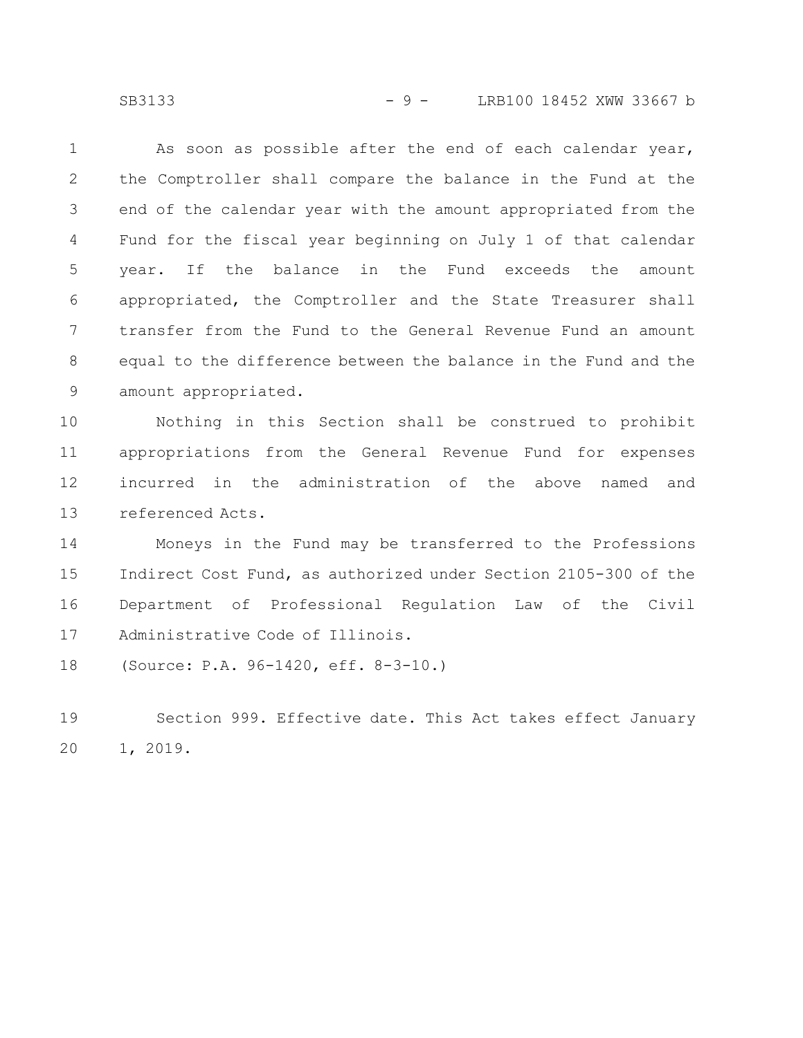As soon as possible after the end of each calendar year, the Comptroller shall compare the balance in the Fund at the end of the calendar year with the amount appropriated from the Fund for the fiscal year beginning on July 1 of that calendar year. If the balance in the Fund exceeds the amount appropriated, the Comptroller and the State Treasurer shall transfer from the Fund to the General Revenue Fund an amount equal to the difference between the balance in the Fund and the amount appropriated.

Nothing in this Section shall be construed to prohibit appropriations from the General Revenue Fund for expenses incurred in the administration of the above named and referenced Acts.

Moneys in the Fund may be transferred to the Professions Indirect Cost Fund, as authorized under Section 2105-300 of the Department of Professional Regulation Law of the Civil Administrative Code of Illinois.

(Source: P.A. 96-1420, eff. 8-3-10.)

Section 999. Effective date. This Act takes effect January 1, 2019.